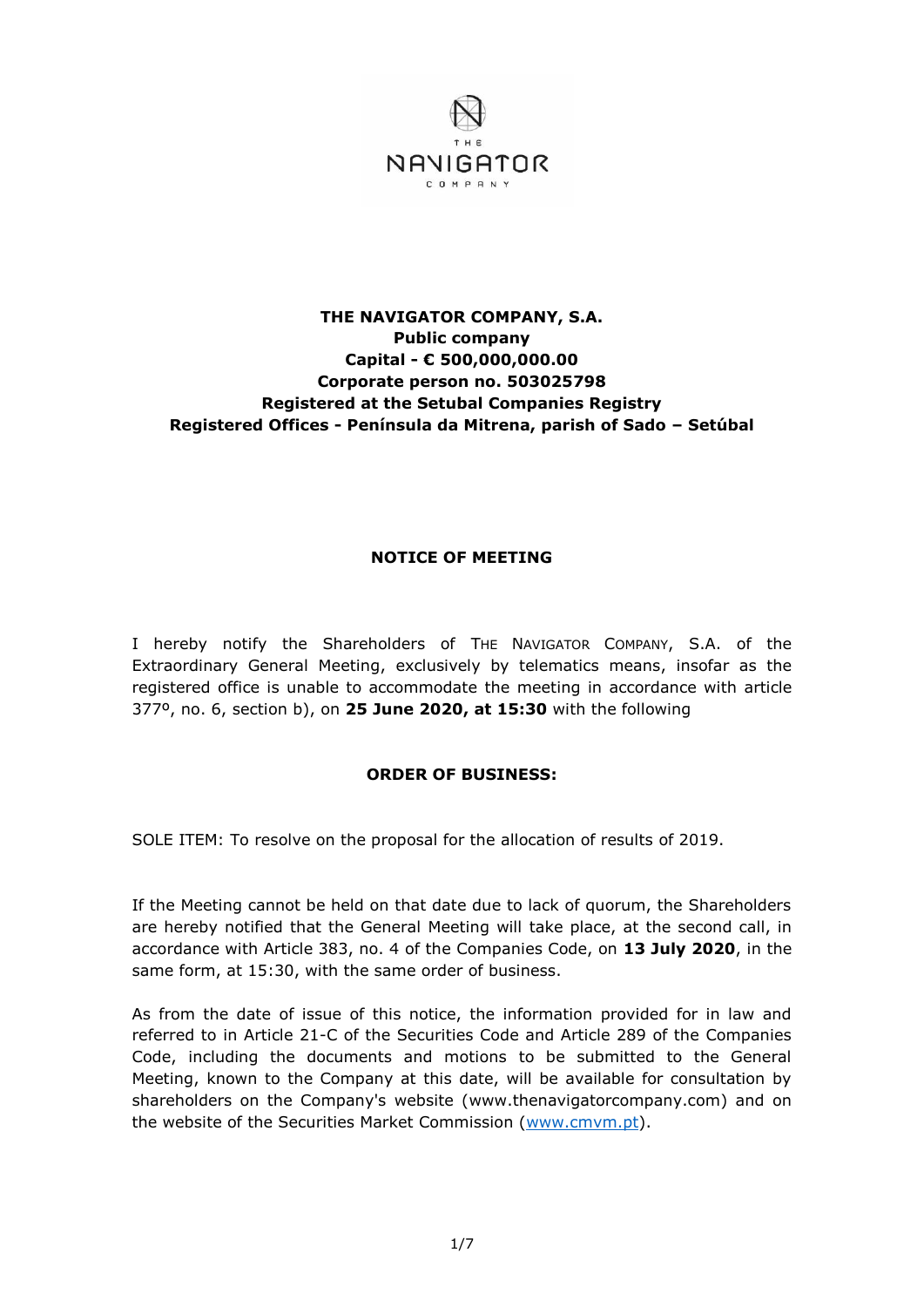**THE NAVIGATOR COMPANY, S.A.**
**Public company**
**Capital - € 500,000,000.00**
**Corporate person no. 503025798**
**Registered at the Setubal Companies Registry**
**Registered Offices - Península da Mitrena, parish of Sado – Setúbal**

## NOTICE OF MEETING

I hereby notify the Shareholders of THE NAVIGATOR COMPANY, S.A. of the Extraordinary General Meeting, exclusively by telematics means, insofar as the registered office is unable to accommodate the meeting in accordance with article 377º, no. 6, section b), on **25 June 2020, at 15:30** with the following

## ORDER OF BUSINESS:

SOLE ITEM: To resolve on the proposal for the allocation of results of 2019.

If the Meeting cannot be held on that date due to lack of quorum, the Shareholders are hereby notified that the General Meeting will take place, at the second call, in accordance with Article 383, no. 4 of the Companies Code, on **13 July 2020**, in the same form, at 15:30, with the same order of business.

As from the date of issue of this notice, the information provided for in law and referred to in Article 21-C of the Securities Code and Article 289 of the Companies Code, including the documents and motions to be submitted to the General Meeting, known to the Company at this date, will be available for consultation by shareholders on the Company's website (www.thenavigatorcompany.com) and on the website of the Securities Market Commission (www.cmvm.pt).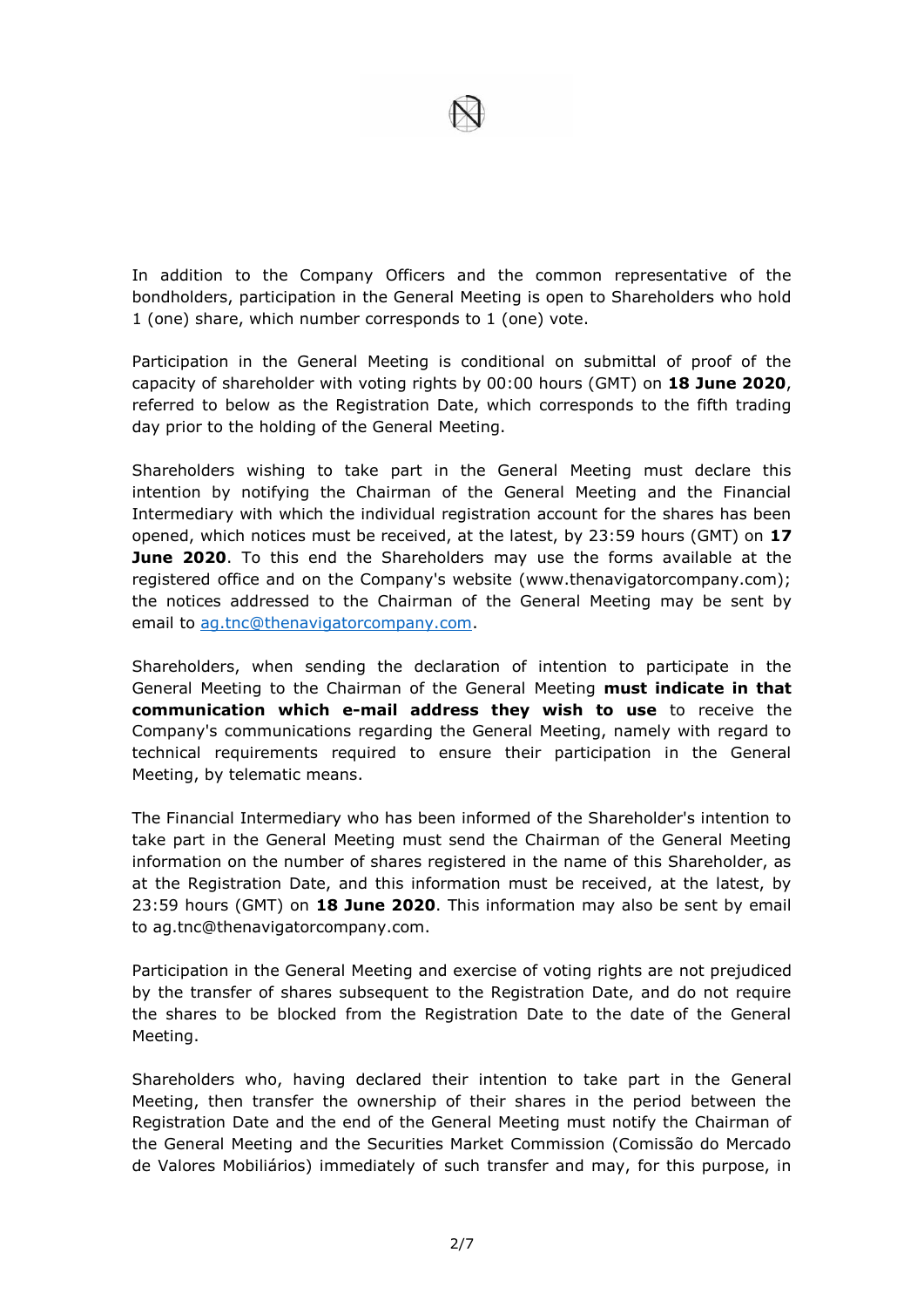In addition to the Company Officers and the common representative of the bondholders, participation in the General Meeting is open to Shareholders who hold 1 (one) share, which number corresponds to 1 (one) vote.

Participation in the General Meeting is conditional on submittal of proof of the capacity of shareholder with voting rights by 00:00 hours (GMT) on **18 June 2020**, referred to below as the Registration Date, which corresponds to the fifth trading day prior to the holding of the General Meeting.

Shareholders wishing to take part in the General Meeting must declare this intention by notifying the Chairman of the General Meeting and the Financial Intermediary with which the individual registration account for the shares has been opened, which notices must be received, at the latest, by 23:59 hours (GMT) on **17 June 2020**. To this end the Shareholders may use the forms available at the registered office and on the Company's website (www.thenavigatorcompany.com); the notices addressed to the Chairman of the General Meeting may be sent by email to ag.tnc@thenavigatorcompany.com.

Shareholders, when sending the declaration of intention to participate in the General Meeting to the Chairman of the General Meeting **must indicate in that communication which e-mail address they wish to use** to receive the Company's communications regarding the General Meeting, namely with regard to technical requirements required to ensure their participation in the General Meeting, by telematic means.

The Financial Intermediary who has been informed of the Shareholder's intention to take part in the General Meeting must send the Chairman of the General Meeting information on the number of shares registered in the name of this Shareholder, as at the Registration Date, and this information must be received, at the latest, by 23:59 hours (GMT) on **18 June 2020**. This information may also be sent by email to ag.tnc@thenavigatorcompany.com.

Participation in the General Meeting and exercise of voting rights are not prejudiced by the transfer of shares subsequent to the Registration Date, and do not require the shares to be blocked from the Registration Date to the date of the General Meeting.

Shareholders who, having declared their intention to take part in the General Meeting, then transfer the ownership of their shares in the period between the Registration Date and the end of the General Meeting must notify the Chairman of the General Meeting and the Securities Market Commission (Comissão do Mercado de Valores Mobiliários) immediately of such transfer and may, for this purpose, in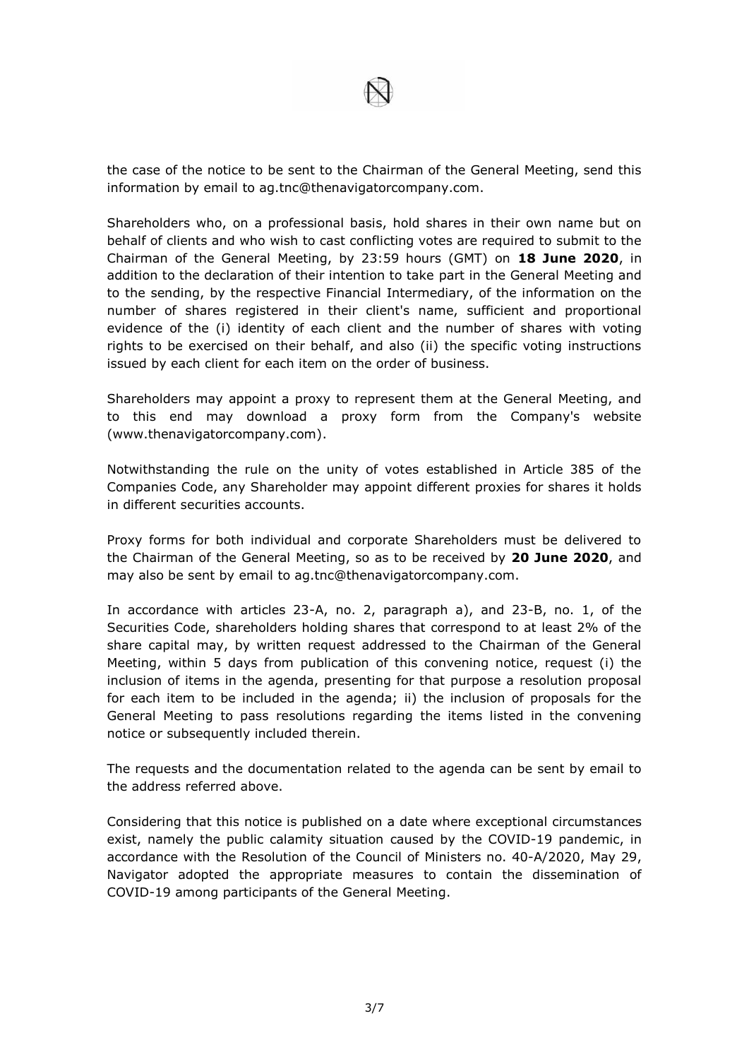the case of the notice to be sent to the Chairman of the General Meeting, send this information by email to ag.tnc@thenavigatorcompany.com.

Shareholders who, on a professional basis, hold shares in their own name but on behalf of clients and who wish to cast conflicting votes are required to submit to the Chairman of the General Meeting, by 23:59 hours (GMT) on **18 June 2020**, in addition to the declaration of their intention to take part in the General Meeting and to the sending, by the respective Financial Intermediary, of the information on the number of shares registered in their client's name, sufficient and proportional evidence of the (i) identity of each client and the number of shares with voting rights to be exercised on their behalf, and also (ii) the specific voting instructions issued by each client for each item on the order of business.

Shareholders may appoint a proxy to represent them at the General Meeting, and to this end may download a proxy form from the Company's website (www.thenavigatorcompany.com).

Notwithstanding the rule on the unity of votes established in Article 385 of the Companies Code, any Shareholder may appoint different proxies for shares it holds in different securities accounts.

Proxy forms for both individual and corporate Shareholders must be delivered to the Chairman of the General Meeting, so as to be received by **20 June 2020**, and may also be sent by email to ag.tnc@thenavigatorcompany.com.

In accordance with articles 23-A, no. 2, paragraph a), and 23-B, no. 1, of the Securities Code, shareholders holding shares that correspond to at least 2% of the share capital may, by written request addressed to the Chairman of the General Meeting, within 5 days from publication of this convening notice, request (i) the inclusion of items in the agenda, presenting for that purpose a resolution proposal for each item to be included in the agenda; ii) the inclusion of proposals for the General Meeting to pass resolutions regarding the items listed in the convening notice or subsequently included therein.

The requests and the documentation related to the agenda can be sent by email to the address referred above.

Considering that this notice is published on a date where exceptional circumstances exist, namely the public calamity situation caused by the COVID-19 pandemic, in accordance with the Resolution of the Council of Ministers no. 40-A/2020, May 29, Navigator adopted the appropriate measures to contain the dissemination of COVID-19 among participants of the General Meeting.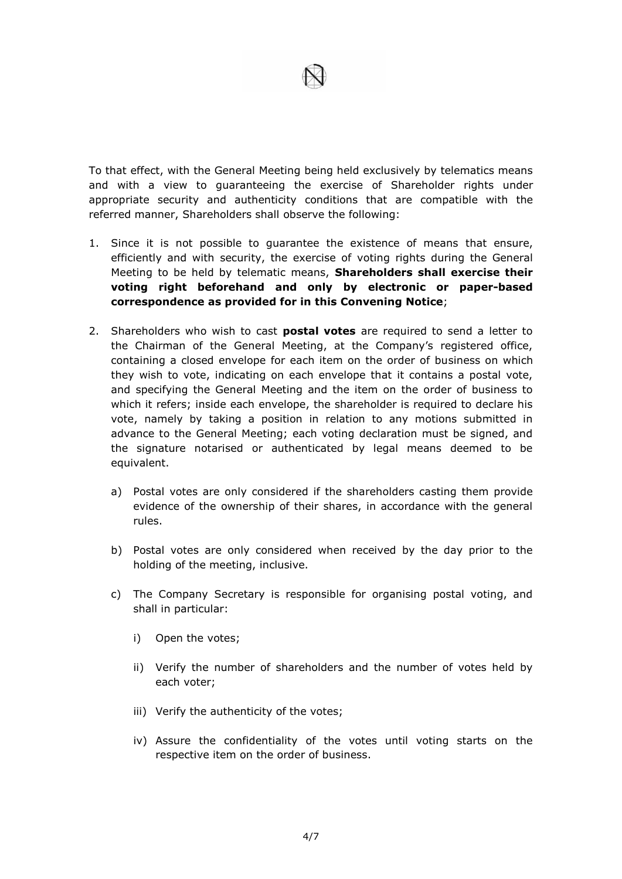To that effect, with the General Meeting being held exclusively by telematics means and with a view to guaranteeing the exercise of Shareholder rights under appropriate security and authenticity conditions that are compatible with the referred manner, Shareholders shall observe the following:

1. Since it is not possible to guarantee the existence of means that ensure, efficiently and with security, the exercise of voting rights during the General Meeting to be held by telematic means, **Shareholders shall exercise their voting right beforehand and only by electronic or paper-based correspondence as provided for in this Convening Notice**;

2. Shareholders who wish to cast **postal votes** are required to send a letter to the Chairman of the General Meeting, at the Company's registered office, containing a closed envelope for each item on the order of business on which they wish to vote, indicating on each envelope that it contains a postal vote, and specifying the General Meeting and the item on the order of business to which it refers; inside each envelope, the shareholder is required to declare his vote, namely by taking a position in relation to any motions submitted in advance to the General Meeting; each voting declaration must be signed, and the signature notarised or authenticated by legal means deemed to be equivalent.

   a) Postal votes are only considered if the shareholders casting them provide evidence of the ownership of their shares, in accordance with the general rules.

   b) Postal votes are only considered when received by the day prior to the holding of the meeting, inclusive.

   c) The Company Secretary is responsible for organising postal voting, and shall in particular:

      i) Open the votes;

      ii) Verify the number of shareholders and the number of votes held by each voter;

      iii) Verify the authenticity of the votes;

      iv) Assure the confidentiality of the votes until voting starts on the respective item on the order of business.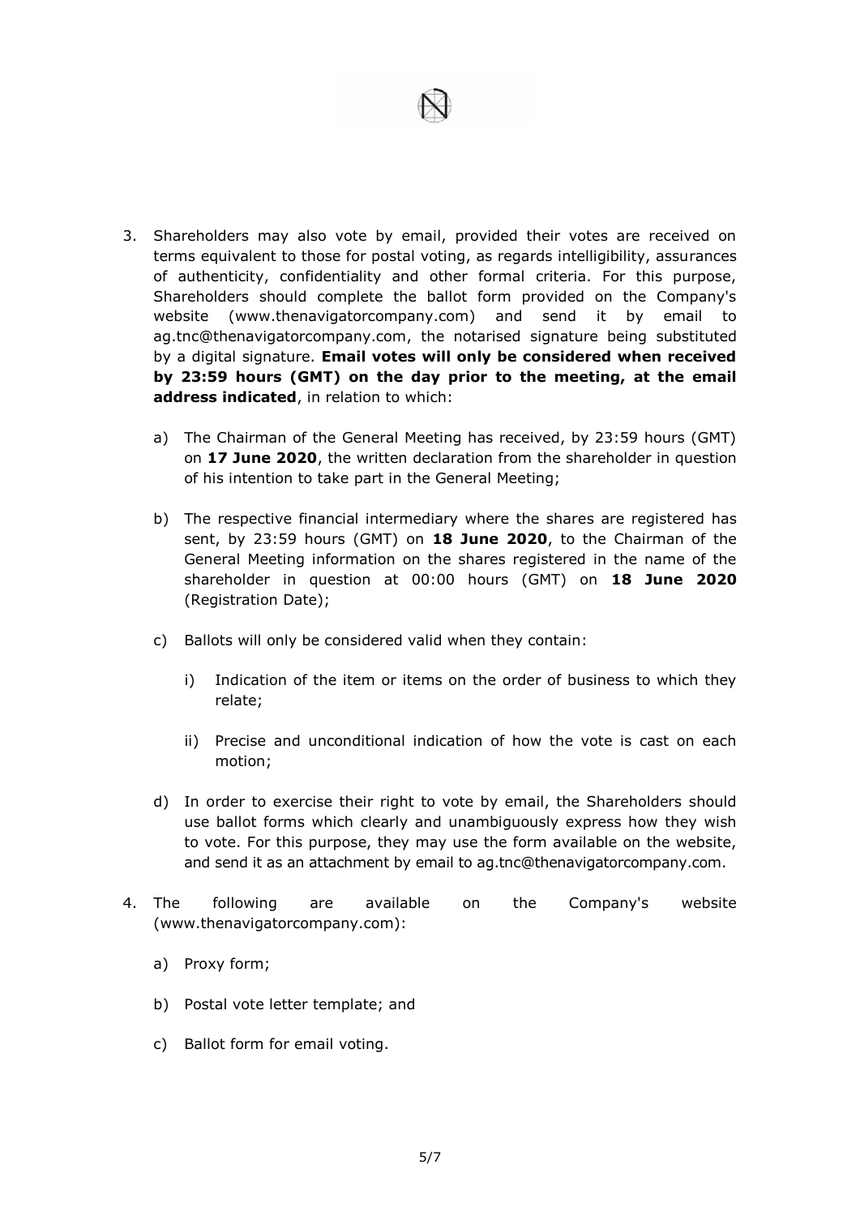3. Shareholders may also vote by email, provided their votes are received on terms equivalent to those for postal voting, as regards intelligibility, assurances of authenticity, confidentiality and other formal criteria. For this purpose, Shareholders should complete the ballot form provided on the Company's website (www.thenavigatorcompany.com) and send it by email to ag.tnc@thenavigatorcompany.com, the notarised signature being substituted by a digital signature. **Email votes will only be considered when received by 23:59 hours (GMT) on the day prior to the meeting, at the email address indicated**, in relation to which:

   a) The Chairman of the General Meeting has received, by 23:59 hours (GMT) on **17 June 2020**, the written declaration from the shareholder in question of his intention to take part in the General Meeting;

   b) The respective financial intermediary where the shares are registered has sent, by 23:59 hours (GMT) on **18 June 2020**, to the Chairman of the General Meeting information on the shares registered in the name of the shareholder in question at 00:00 hours (GMT) on **18 June 2020** (Registration Date);

   c) Ballots will only be considered valid when they contain:

      i) Indication of the item or items on the order of business to which they relate;

      ii) Precise and unconditional indication of how the vote is cast on each motion;

   d) In order to exercise their right to vote by email, the Shareholders should use ballot forms which clearly and unambiguously express how they wish to vote. For this purpose, they may use the form available on the website, and send it as an attachment by email to ag.tnc@thenavigatorcompany.com.

4. The following are available on the Company's website (www.thenavigatorcompany.com):

   a) Proxy form;

   b) Postal vote letter template; and

   c) Ballot form for email voting.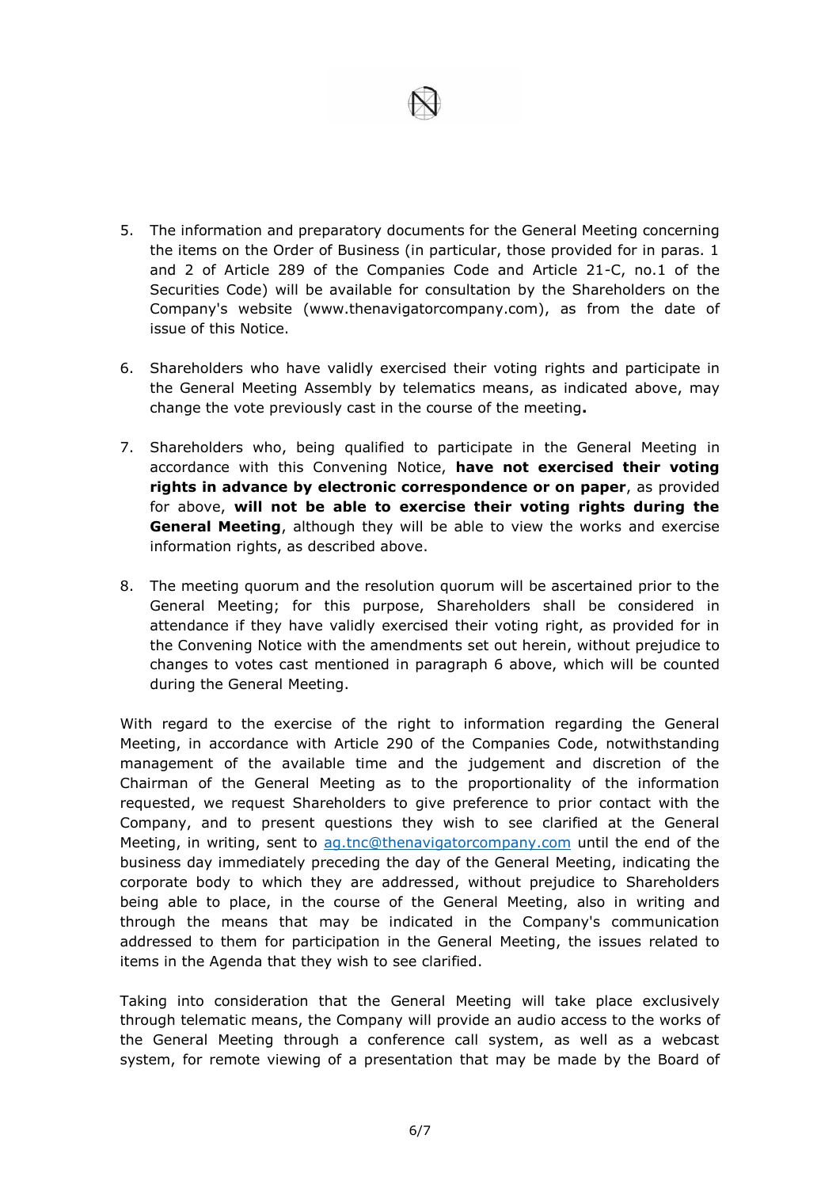5. The information and preparatory documents for the General Meeting concerning the items on the Order of Business (in particular, those provided for in paras. 1 and 2 of Article 289 of the Companies Code and Article 21-C, no.1 of the Securities Code) will be available for consultation by the Shareholders on the Company's website (www.thenavigatorcompany.com), as from the date of issue of this Notice.

6. Shareholders who have validly exercised their voting rights and participate in the General Meeting Assembly by telematics means, as indicated above, may change the vote previously cast in the course of the meeting**.**

7. Shareholders who, being qualified to participate in the General Meeting in accordance with this Convening Notice, **have not exercised their voting rights in advance by electronic correspondence or on paper**, as provided for above, **will not be able to exercise their voting rights during the General Meeting**, although they will be able to view the works and exercise information rights, as described above.

8. The meeting quorum and the resolution quorum will be ascertained prior to the General Meeting; for this purpose, Shareholders shall be considered in attendance if they have validly exercised their voting right, as provided for in the Convening Notice with the amendments set out herein, without prejudice to changes to votes cast mentioned in paragraph 6 above, which will be counted during the General Meeting.

With regard to the exercise of the right to information regarding the General Meeting, in accordance with Article 290 of the Companies Code, notwithstanding management of the available time and the judgement and discretion of the Chairman of the General Meeting as to the proportionality of the information requested, we request Shareholders to give preference to prior contact with the Company, and to present questions they wish to see clarified at the General Meeting, in writing, sent to ag.tnc@thenavigatorcompany.com until the end of the business day immediately preceding the day of the General Meeting, indicating the corporate body to which they are addressed, without prejudice to Shareholders being able to place, in the course of the General Meeting, also in writing and through the means that may be indicated in the Company's communication addressed to them for participation in the General Meeting, the issues related to items in the Agenda that they wish to see clarified.

Taking into consideration that the General Meeting will take place exclusively through telematic means, the Company will provide an audio access to the works of the General Meeting through a conference call system, as well as a webcast system, for remote viewing of a presentation that may be made by the Board of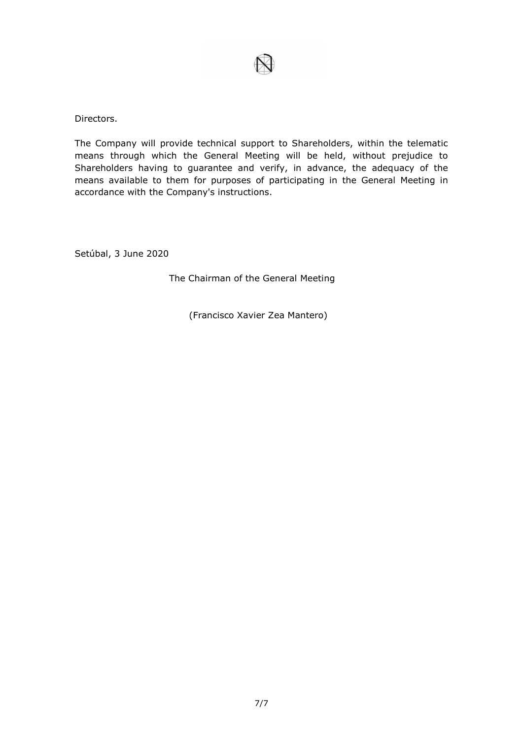Directors.

The Company will provide technical support to Shareholders, within the telematic means through which the General Meeting will be held, without prejudice to Shareholders having to guarantee and verify, in advance, the adequacy of the means available to them for purposes of participating in the General Meeting in accordance with the Company's instructions.

Setúbal, 3 June 2020

The Chairman of the General Meeting

(Francisco Xavier Zea Mantero)